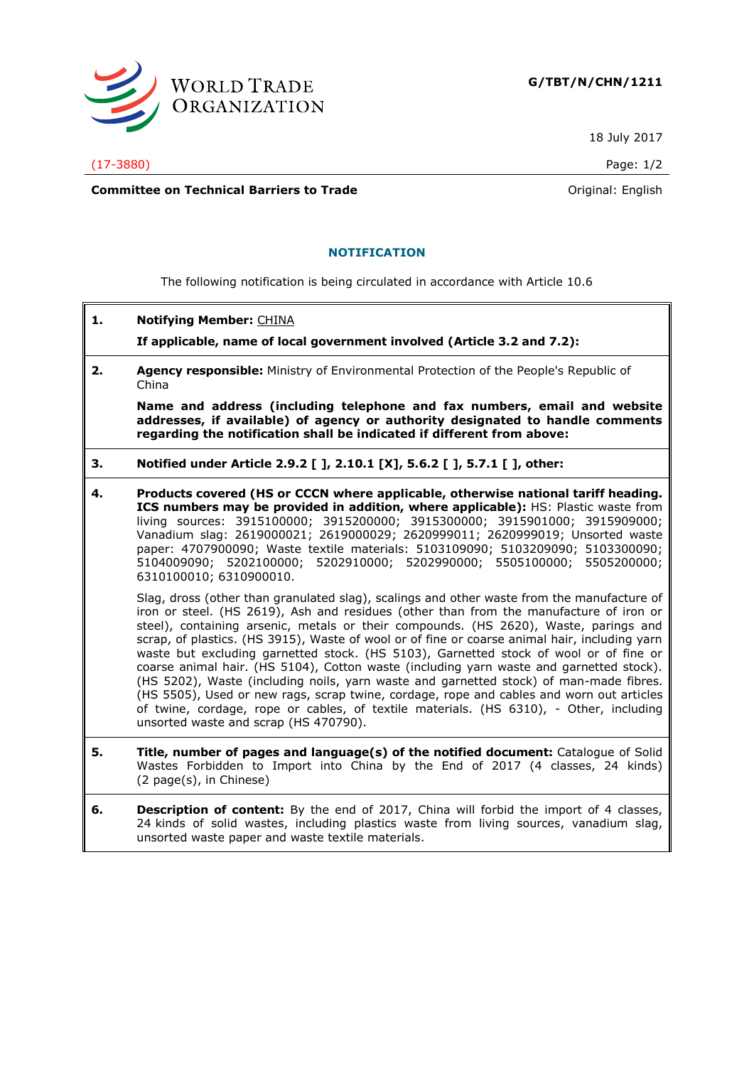WORLD TRADE ORGANIZATION

**G/TBT/N/CHN/1211**

18 July 2017

(17-3880)

**Committee on Technical Barriers to Trade**

Original: English

## NOTIFICATION

The following notification is being circulated in accordance with Article 10.6

**1. Notifying Member:** CHINA

**If applicable, name of local government involved (Article 3.2 and 7.2):**

**2. Agency responsible:** Ministry of Environmental Protection of the People's Republic of China

**Name and address (including telephone and fax numbers, email and website addresses, if available) of agency or authority designated to handle comments regarding the notification shall be indicated if different from above:**

**3. Notified under Article 2.9.2 [ ], 2.10.1 [X], 5.6.2 [ ], 5.7.1 [ ], other:**

**4. Products covered (HS or CCCN where applicable, otherwise national tariff heading. ICS numbers may be provided in addition, where applicable):** HS: Plastic waste from living sources: 3915100000; 3915200000; 3915300000; 3915901000; 3915909000; Vanadium slag: 2619000021; 2619000029; 2620999011; 2620999019; Unsorted waste paper: 4707900090; Waste textile materials: 5103109090; 5103209090; 5103300090; 5104009090; 5202100000; 5202910000; 5202990000; 5505100000; 5505200000; 6310100010; 6310900010.

Slag, dross (other than granulated slag), scalings and other waste from the manufacture of iron or steel. (HS 2619), Ash and residues (other than from the manufacture of iron or steel), containing arsenic, metals or their compounds. (HS 2620), Waste, parings and scrap, of plastics. (HS 3915), Waste of wool or of fine or coarse animal hair, including yarn waste but excluding garnetted stock. (HS 5103), Garnetted stock of wool or of fine or coarse animal hair. (HS 5104), Cotton waste (including yarn waste and garnetted stock). (HS 5202), Waste (including noils, yarn waste and garnetted stock) of man-made fibres. (HS 5505), Used or new rags, scrap twine, cordage, rope and cables and worn out articles of twine, cordage, rope or cables, of textile materials. (HS 6310), - Other, including unsorted waste and scrap (HS 470790).

**5. Title, number of pages and language(s) of the notified document:** Catalogue of Solid Wastes Forbidden to Import into China by the End of 2017 (4 classes, 24 kinds) (2 page(s), in Chinese)

**6. Description of content:** By the end of 2017, China will forbid the import of 4 classes, 24 kinds of solid wastes, including plastics waste from living sources, vanadium slag, unsorted waste paper and waste textile materials.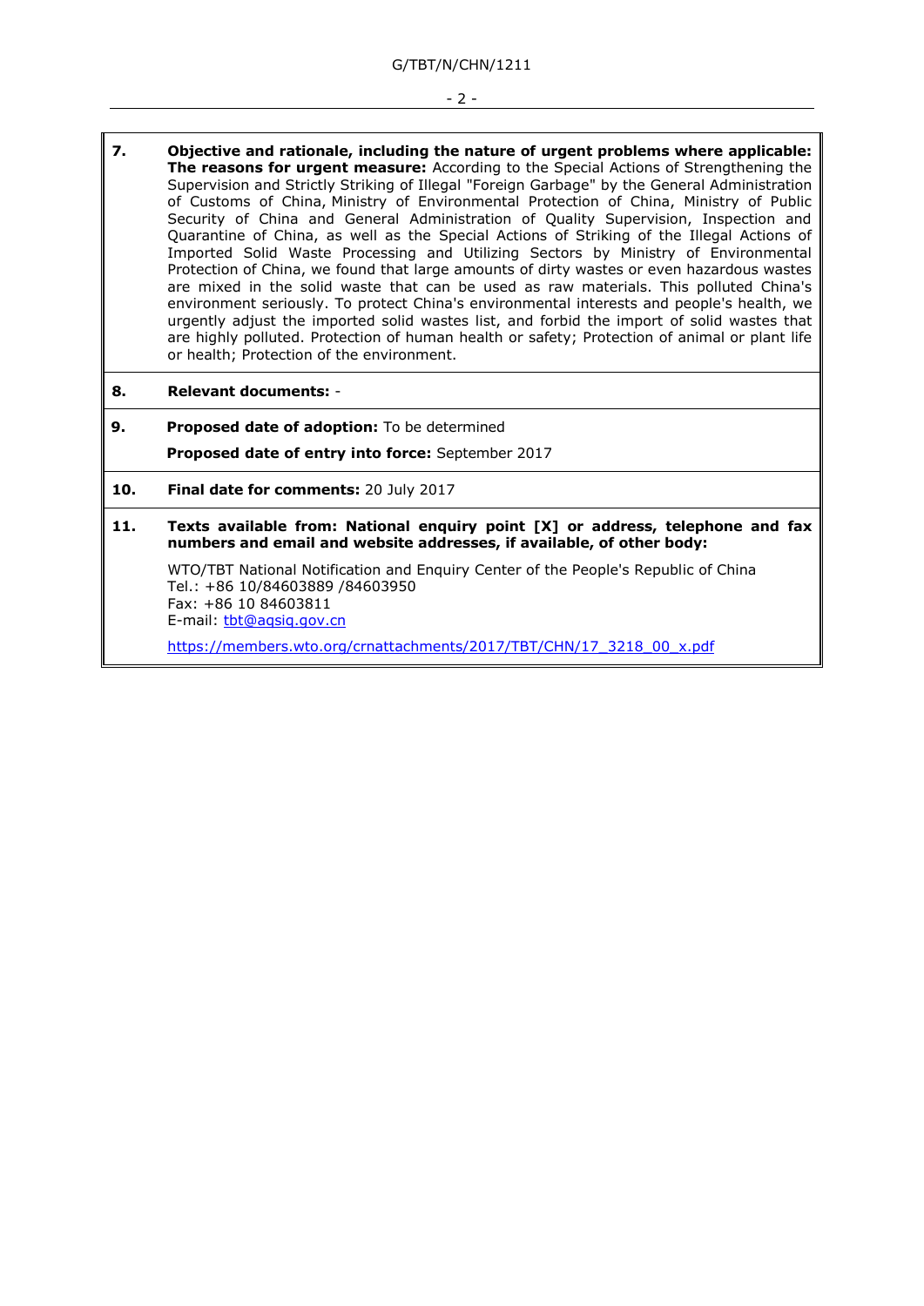**7. Objective and rationale, including the nature of urgent problems where applicable: The reasons for urgent measure:** According to the Special Actions of Strengthening the Supervision and Strictly Striking of Illegal "Foreign Garbage" by the General Administration of Customs of China, Ministry of Environmental Protection of China, Ministry of Public Security of China and General Administration of Quality Supervision, Inspection and Quarantine of China, as well as the Special Actions of Striking of the Illegal Actions of Imported Solid Waste Processing and Utilizing Sectors by Ministry of Environmental Protection of China, we found that large amounts of dirty wastes or even hazardous wastes are mixed in the solid waste that can be used as raw materials. This polluted China's environment seriously. To protect China's environmental interests and people's health, we urgently adjust the imported solid wastes list, and forbid the import of solid wastes that are highly polluted. Protection of human health or safety; Protection of animal or plant life or health; Protection of the environment.

**8. Relevant documents:** -

**9. Proposed date of adoption:** To be determined

**Proposed date of entry into force:** September 2017

**10. Final date for comments:** 20 July 2017

**11. Texts available from: National enquiry point [X] or address, telephone and fax numbers and email and website addresses, if available, of other body:**

WTO/TBT National Notification and Enquiry Center of the People's Republic of China
Tel.: +86 10/84603889 /84603950
Fax: +86 10 84603811
E-mail: tbt@aqsiq.gov.cn

https://members.wto.org/crnattachments/2017/TBT/CHN/17_3218_00_x.pdf